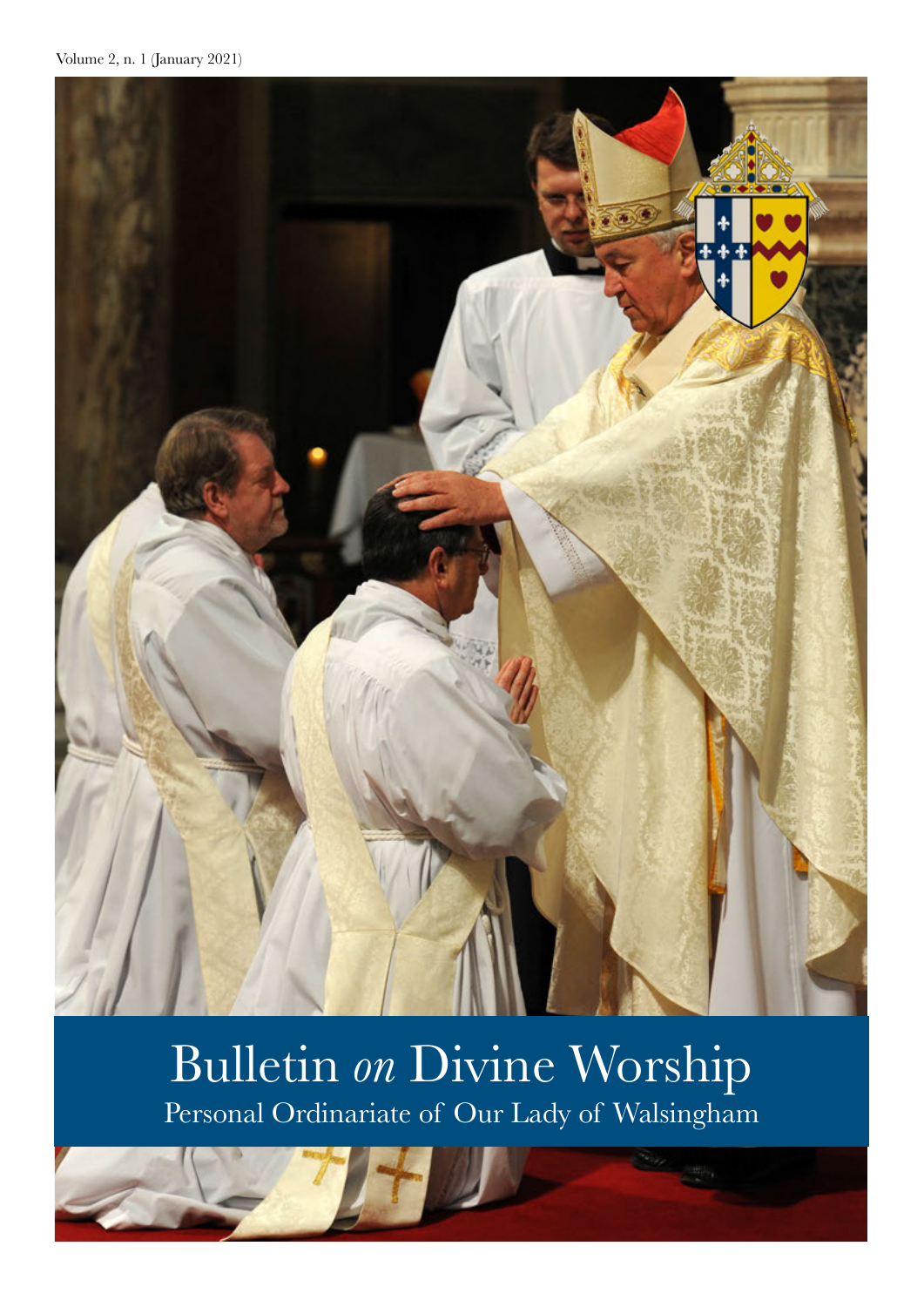Volume 2, n. 1 (January 2021)

# Bulletin *on* Divine Worship

Personal Ordinariate of Our Lady of Walsingham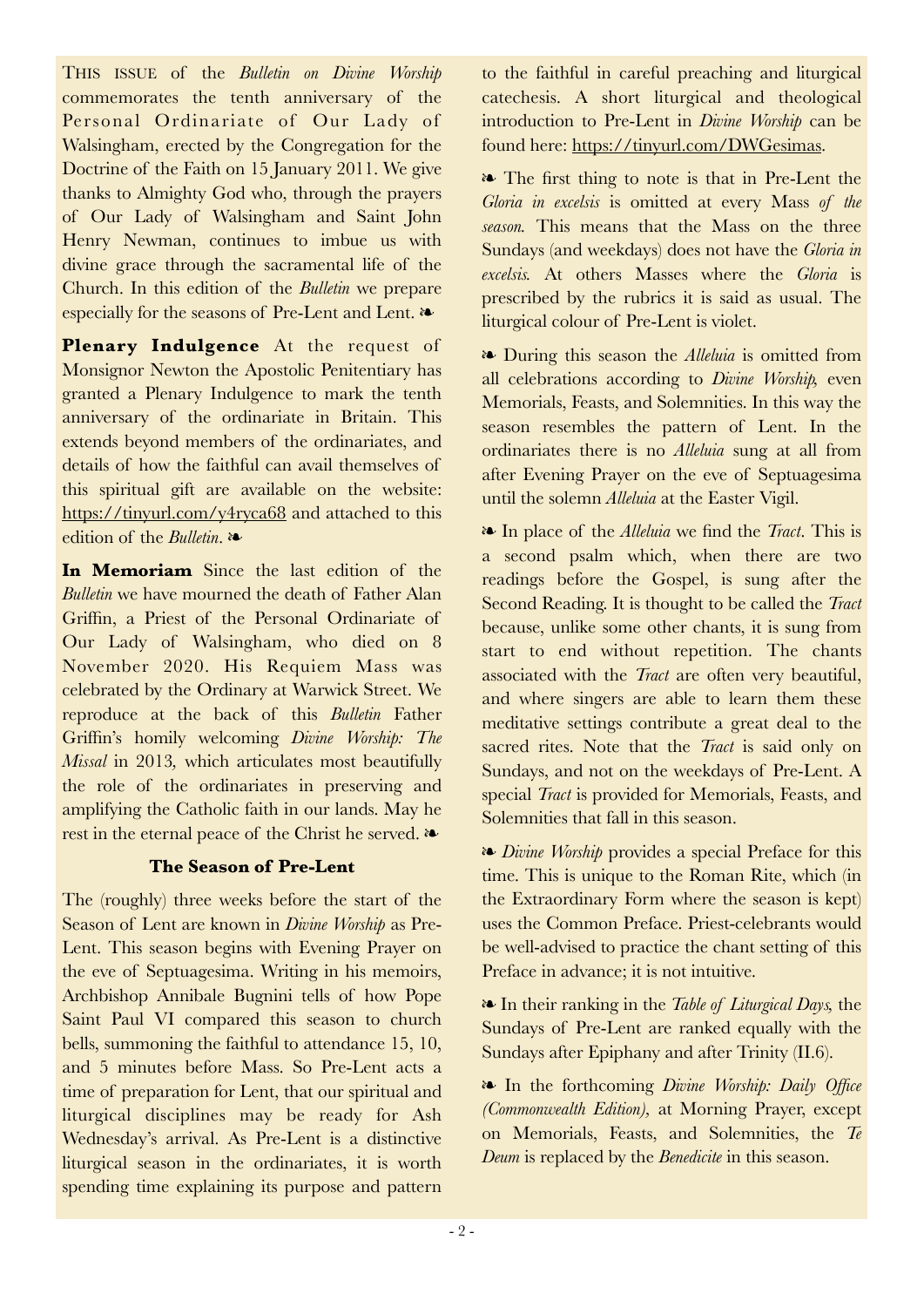THIS ISSUE of the *Bulletin on Divine Worship* commemorates the tenth anniversary of the Personal Ordinariate of Our Lady of Walsingham, erected by the Congregation for the Doctrine of the Faith on 15 January 2011. We give thanks to Almighty God who, through the prayers of Our Lady of Walsingham and Saint John Henry Newman, continues to imbue us with divine grace through the sacramental life of the Church. In this edition of the *Bulletin* we prepare especially for the seasons of Pre-Lent and Lent. ❧

**Plenary Indulgence** At the request of Monsignor Newton the Apostolic Penitentiary has granted a Plenary Indulgence to mark the tenth anniversary of the ordinariate in Britain. This extends beyond members of the ordinariates, and details of how the faithful can avail themselves of this spiritual gift are available on the website: https://tinyurl.com/y4ryca68 and attached to this edition of the *Bulletin*. ❧

**In Memoriam** Since the last edition of the *Bulletin* we have mourned the death of Father Alan Griffin, a Priest of the Personal Ordinariate of Our Lady of Walsingham, who died on 8 November 2020. His Requiem Mass was celebrated by the Ordinary at Warwick Street. We reproduce at the back of this *Bulletin* Father Griffin's homily welcoming *Divine Worship: The Missal* in 2013, which articulates most beautifully the role of the ordinariates in preserving and amplifying the Catholic faith in our lands. May he rest in the eternal peace of the Christ he served. ❧

### The Season of Pre-Lent

The (roughly) three weeks before the start of the Season of Lent are known in *Divine Worship* as Pre-Lent. This season begins with Evening Prayer on the eve of Septuagesima. Writing in his memoirs, Archbishop Annibale Bugnini tells of how Pope Saint Paul VI compared this season to church bells, summoning the faithful to attendance 15, 10, and 5 minutes before Mass. So Pre-Lent acts a time of preparation for Lent, that our spiritual and liturgical disciplines may be ready for Ash Wednesday's arrival. As Pre-Lent is a distinctive liturgical season in the ordinariates, it is worth spending time explaining its purpose and pattern to the faithful in careful preaching and liturgical catechesis. A short liturgical and theological introduction to Pre-Lent in *Divine Worship* can be found here: https://tinyurl.com/DWGesimas.

❧ The first thing to note is that in Pre-Lent the *Gloria in excelsis* is omitted at every Mass *of the season.* This means that the Mass on the three Sundays (and weekdays) does not have the *Gloria in excelsis.* At others Masses where the *Gloria* is prescribed by the rubrics it is said as usual. The liturgical colour of Pre-Lent is violet.

❧ During this season the *Alleluia* is omitted from all celebrations according to *Divine Worship,* even Memorials, Feasts, and Solemnities. In this way the season resembles the pattern of Lent. In the ordinariates there is no *Alleluia* sung at all from after Evening Prayer on the eve of Septuagesima until the solemn *Alleluia* at the Easter Vigil.

❧ In place of the *Alleluia* we find the *Tract*. This is a second psalm which, when there are two readings before the Gospel, is sung after the Second Reading. It is thought to be called the *Tract* because, unlike some other chants, it is sung from start to end without repetition. The chants associated with the *Tract* are often very beautiful, and where singers are able to learn them these meditative settings contribute a great deal to the sacred rites. Note that the *Tract* is said only on Sundays, and not on the weekdays of Pre-Lent. A special *Tract* is provided for Memorials, Feasts, and Solemnities that fall in this season.

❧ *Divine Worship* provides a special Preface for this time. This is unique to the Roman Rite, which (in the Extraordinary Form where the season is kept) uses the Common Preface. Priest-celebrants would be well-advised to practice the chant setting of this Preface in advance; it is not intuitive.

❧ In their ranking in the *Table of Liturgical Days,* the Sundays of Pre-Lent are ranked equally with the Sundays after Epiphany and after Trinity (II.6).

❧ In the forthcoming *Divine Worship: Daily Office (Commonwealth Edition),* at Morning Prayer, except on Memorials, Feasts, and Solemnities, the *Te Deum* is replaced by the *Benedicite* in this season.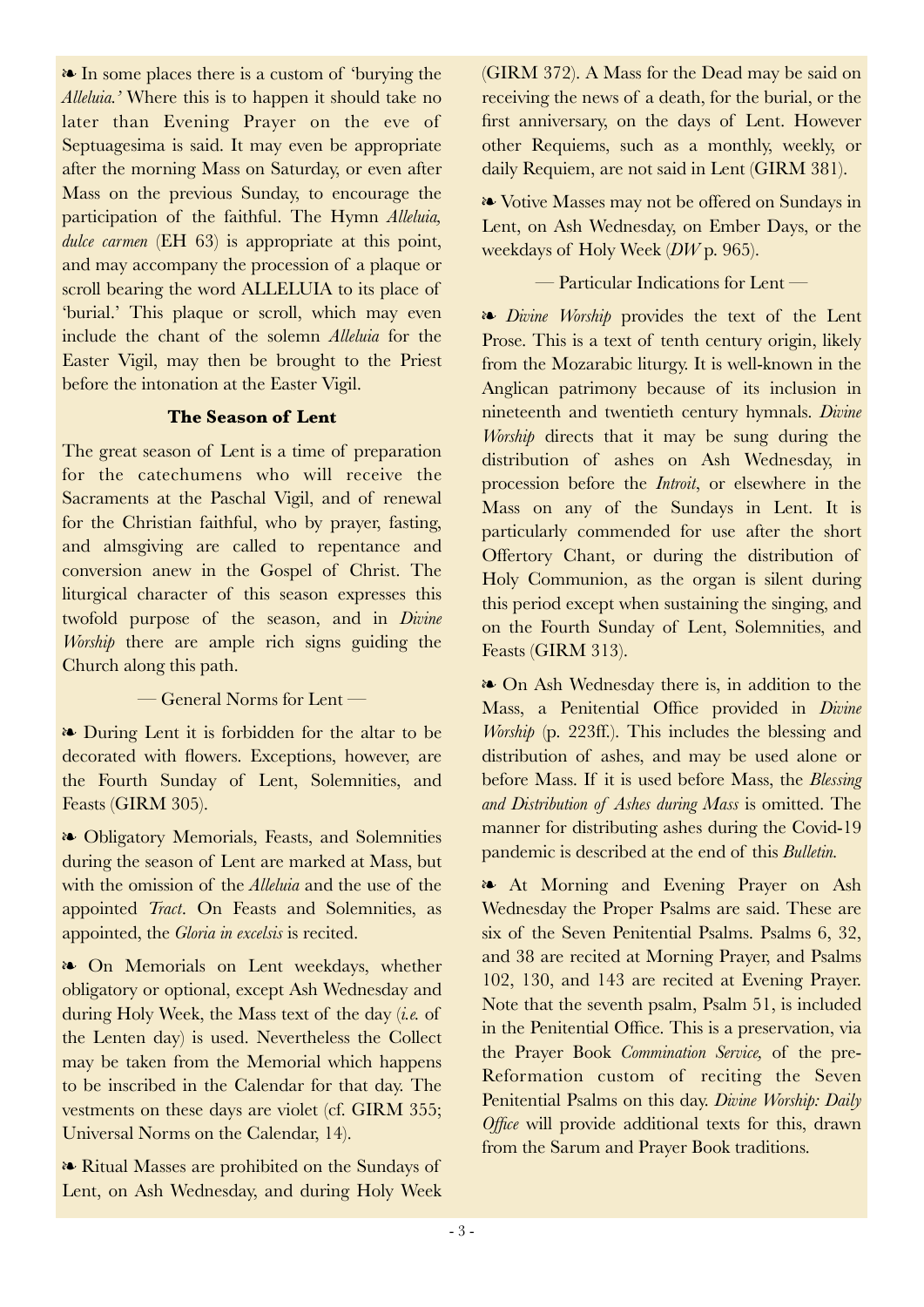❧ In some places there is a custom of 'burying the *Alleluia.'* Where this is to happen it should take no later than Evening Prayer on the eve of Septuagesima is said. It may even be appropriate after the morning Mass on Saturday, or even after Mass on the previous Sunday, to encourage the participation of the faithful. The Hymn *Alleluia, dulce carmen* (EH 63) is appropriate at this point, and may accompany the procession of a plaque or scroll bearing the word ALLELUIA to its place of 'burial.' This plaque or scroll, which may even include the chant of the solemn *Alleluia* for the Easter Vigil, may then be brought to the Priest before the intonation at the Easter Vigil.

## The Season of Lent

The great season of Lent is a time of preparation for the catechumens who will receive the Sacraments at the Paschal Vigil, and of renewal for the Christian faithful, who by prayer, fasting, and almsgiving are called to repentance and conversion anew in the Gospel of Christ. The liturgical character of this season expresses this twofold purpose of the season, and in *Divine Worship* there are ample rich signs guiding the Church along this path.

— General Norms for Lent —

❧ During Lent it is forbidden for the altar to be decorated with flowers. Exceptions, however, are the Fourth Sunday of Lent, Solemnities, and Feasts (GIRM 305).

❧ Obligatory Memorials, Feasts, and Solemnities during the season of Lent are marked at Mass, but with the omission of the *Alleluia* and the use of the appointed *Tract*. On Feasts and Solemnities, as appointed, the *Gloria in excelsis* is recited.

❧ On Memorials on Lent weekdays, whether obligatory or optional, except Ash Wednesday and during Holy Week, the Mass text of the day (*i.e.* of the Lenten day) is used. Nevertheless the Collect may be taken from the Memorial which happens to be inscribed in the Calendar for that day. The vestments on these days are violet (cf. GIRM 355; Universal Norms on the Calendar, 14).

❧ Ritual Masses are prohibited on the Sundays of Lent, on Ash Wednesday, and during Holy Week (GIRM 372). A Mass for the Dead may be said on receiving the news of a death, for the burial, or the first anniversary, on the days of Lent. However other Requiems, such as a monthly, weekly, or daily Requiem, are not said in Lent (GIRM 381).

❧ Votive Masses may not be offered on Sundays in Lent, on Ash Wednesday, on Ember Days, or the weekdays of Holy Week (*DW* p. 965).

— Particular Indications for Lent —

❧ *Divine Worship* provides the text of the Lent Prose. This is a text of tenth century origin, likely from the Mozarabic liturgy. It is well-known in the Anglican patrimony because of its inclusion in nineteenth and twentieth century hymnals. *Divine Worship* directs that it may be sung during the distribution of ashes on Ash Wednesday, in procession before the *Introit*, or elsewhere in the Mass on any of the Sundays in Lent. It is particularly commended for use after the short Offertory Chant, or during the distribution of Holy Communion, as the organ is silent during this period except when sustaining the singing, and on the Fourth Sunday of Lent, Solemnities, and Feasts (GIRM 313).

❧ On Ash Wednesday there is, in addition to the Mass, a Penitential Office provided in *Divine Worship* (p. 223ff.). This includes the blessing and distribution of ashes, and may be used alone or before Mass. If it is used before Mass, the *Blessing and Distribution of Ashes during Mass* is omitted. The manner for distributing ashes during the Covid-19 pandemic is described at the end of this *Bulletin.*

❧ At Morning and Evening Prayer on Ash Wednesday the Proper Psalms are said. These are six of the Seven Penitential Psalms. Psalms 6, 32, and 38 are recited at Morning Prayer, and Psalms 102, 130, and 143 are recited at Evening Prayer. Note that the seventh psalm, Psalm 51, is included in the Penitential Office. This is a preservation, via the Prayer Book *Commination Service,* of the pre-Reformation custom of reciting the Seven Penitential Psalms on this day. *Divine Worship: Daily Office* will provide additional texts for this, drawn from the Sarum and Prayer Book traditions.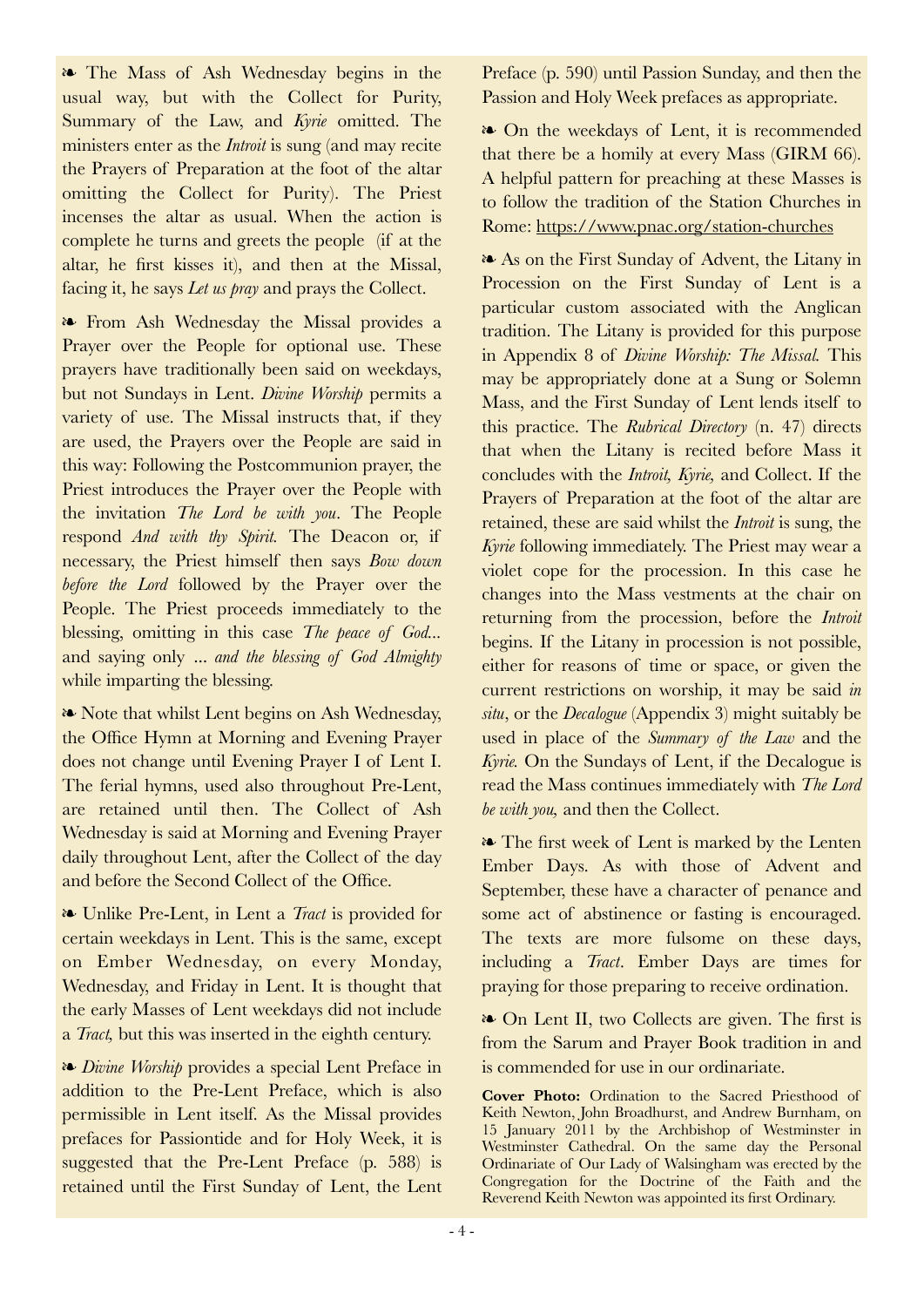❧ The Mass of Ash Wednesday begins in the usual way, but with the Collect for Purity, Summary of the Law, and *Kyrie* omitted. The ministers enter as the *Introit* is sung (and may recite the Prayers of Preparation at the foot of the altar omitting the Collect for Purity). The Priest incenses the altar as usual. When the action is complete he turns and greets the people (if at the altar, he first kisses it), and then at the Missal, facing it, he says *Let us pray* and prays the Collect.

❧ From Ash Wednesday the Missal provides a Prayer over the People for optional use. These prayers have traditionally been said on weekdays, but not Sundays in Lent. *Divine Worship* permits a variety of use. The Missal instructs that, if they are used, the Prayers over the People are said in this way: Following the Postcommunion prayer, the Priest introduces the Prayer over the People with the invitation *The Lord be with you*. The People respond *And with thy Spirit.* The Deacon or, if necessary, the Priest himself then says *Bow down before the Lord* followed by the Prayer over the People. The Priest proceeds immediately to the blessing, omitting in this case *The peace of God...* and saying only ... *and the blessing of God Almighty* while imparting the blessing.

❧ Note that whilst Lent begins on Ash Wednesday, the Office Hymn at Morning and Evening Prayer does not change until Evening Prayer I of Lent I. The ferial hymns, used also throughout Pre-Lent, are retained until then. The Collect of Ash Wednesday is said at Morning and Evening Prayer daily throughout Lent, after the Collect of the day and before the Second Collect of the Office.

❧ Unlike Pre-Lent, in Lent a *Tract* is provided for certain weekdays in Lent. This is the same, except on Ember Wednesday, on every Monday, Wednesday, and Friday in Lent. It is thought that the early Masses of Lent weekdays did not include a *Tract,* but this was inserted in the eighth century.

❧ *Divine Worship* provides a special Lent Preface in addition to the Pre-Lent Preface, which is also permissible in Lent itself. As the Missal provides prefaces for Passiontide and for Holy Week, it is suggested that the Pre-Lent Preface (p. 588) is retained until the First Sunday of Lent, the Lent Preface (p. 590) until Passion Sunday, and then the Passion and Holy Week prefaces as appropriate.

❧ On the weekdays of Lent, it is recommended that there be a homily at every Mass (GIRM 66). A helpful pattern for preaching at these Masses is to follow the tradition of the Station Churches in Rome: https://www.pnac.org/station-churches

❧ As on the First Sunday of Advent, the Litany in Procession on the First Sunday of Lent is a particular custom associated with the Anglican tradition. The Litany is provided for this purpose in Appendix 8 of *Divine Worship: The Missal.* This may be appropriately done at a Sung or Solemn Mass, and the First Sunday of Lent lends itself to this practice. The *Rubrical Directory* (n. 47) directs that when the Litany is recited before Mass it concludes with the *Introit, Kyrie,* and Collect. If the Prayers of Preparation at the foot of the altar are retained, these are said whilst the *Introit* is sung, the *Kyrie* following immediately. The Priest may wear a violet cope for the procession. In this case he changes into the Mass vestments at the chair on returning from the procession, before the *Introit* begins. If the Litany in procession is not possible, either for reasons of time or space, or given the current restrictions on worship, it may be said *in situ*, or the *Decalogue* (Appendix 3) might suitably be used in place of the *Summary of the Law* and the *Kyrie.* On the Sundays of Lent, if the Decalogue is read the Mass continues immediately with *The Lord be with you,* and then the Collect.

❧ The first week of Lent is marked by the Lenten Ember Days. As with those of Advent and September, these have a character of penance and some act of abstinence or fasting is encouraged. The texts are more fulsome on these days, including a *Tract*. Ember Days are times for praying for those preparing to receive ordination.

❧ On Lent II, two Collects are given. The first is from the Sarum and Prayer Book tradition in and is commended for use in our ordinariate.

**Cover Photo:** Ordination to the Sacred Priesthood of Keith Newton, John Broadhurst, and Andrew Burnham, on 15 January 2011 by the Archbishop of Westminster in Westminster Cathedral. On the same day the Personal Ordinariate of Our Lady of Walsingham was erected by the Congregation for the Doctrine of the Faith and the Reverend Keith Newton was appointed its first Ordinary.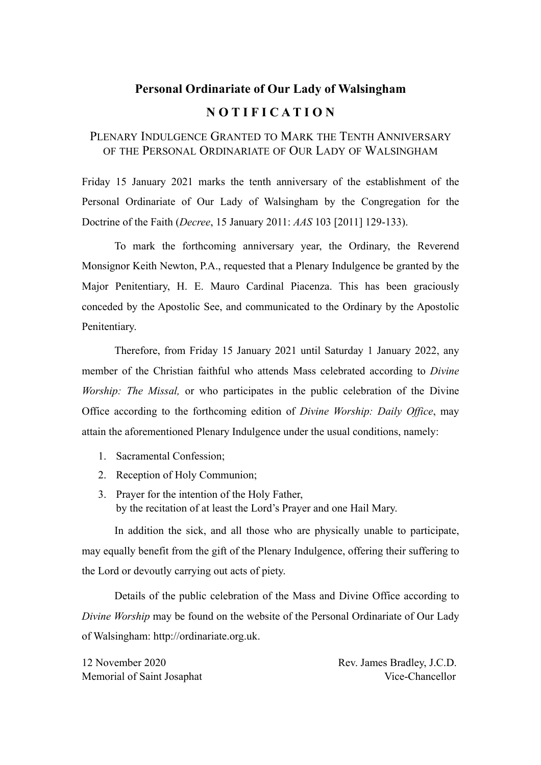## Personal Ordinariate of Our Lady of Walsingham

### N O T I F I C A T I O N

### Plenary Indulgence Granted to Mark the Tenth Anniversary of the Personal Ordinariate of Our Lady of Walsingham

Friday 15 January 2021 marks the tenth anniversary of the establishment of the Personal Ordinariate of Our Lady of Walsingham by the Congregation for the Doctrine of the Faith (*Decree*, 15 January 2011: *AAS* 103 [2011] 129-133).

To mark the forthcoming anniversary year, the Ordinary, the Reverend Monsignor Keith Newton, P.A., requested that a Plenary Indulgence be granted by the Major Penitentiary, H. E. Mauro Cardinal Piacenza. This has been graciously conceded by the Apostolic See, and communicated to the Ordinary by the Apostolic Penitentiary.

Therefore, from Friday 15 January 2021 until Saturday 1 January 2022, any member of the Christian faithful who attends Mass celebrated according to *Divine Worship: The Missal,* or who participates in the public celebration of the Divine Office according to the forthcoming edition of *Divine Worship: Daily Office*, may attain the aforementioned Plenary Indulgence under the usual conditions, namely:

1. Sacramental Confession;
2. Reception of Holy Communion;
3. Prayer for the intention of the Holy Father,
   by the recitation of at least the Lord's Prayer and one Hail Mary.

In addition the sick, and all those who are physically unable to participate, may equally benefit from the gift of the Plenary Indulgence, offering their suffering to the Lord or devoutly carrying out acts of piety.

Details of the public celebration of the Mass and Divine Office according to *Divine Worship* may be found on the website of the Personal Ordinariate of Our Lady of Walsingham: http://ordinariate.org.uk.

12 November 2020
Memorial of Saint Josaphat

Rev. James Bradley, J.C.D.
Vice-Chancellor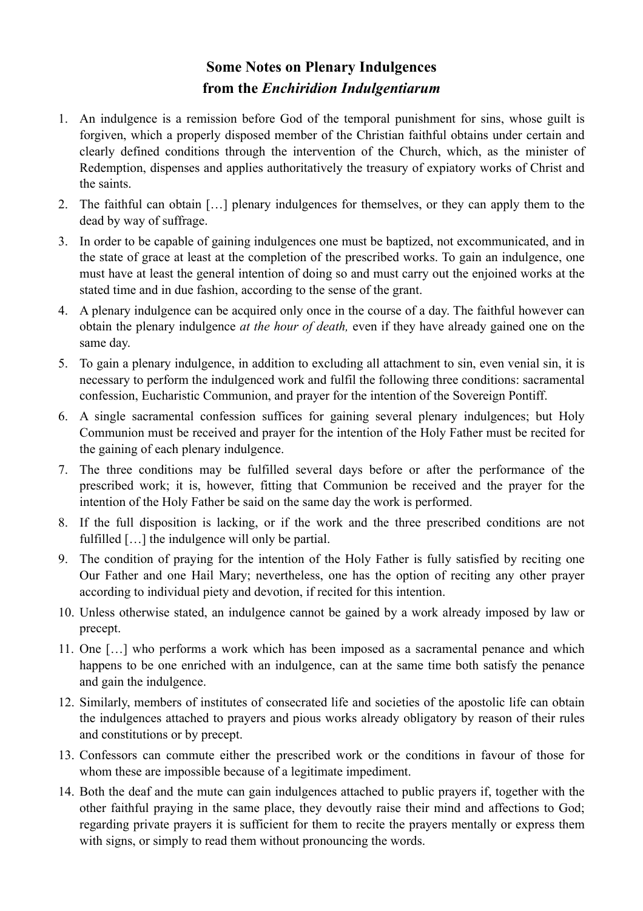# Some Notes on Plenary Indulgences from the *Enchiridion Indulgentiarum*

1. An indulgence is a remission before God of the temporal punishment for sins, whose guilt is forgiven, which a properly disposed member of the Christian faithful obtains under certain and clearly defined conditions through the intervention of the Church, which, as the minister of Redemption, dispenses and applies authoritatively the treasury of expiatory works of Christ and the saints.
2. The faithful can obtain […] plenary indulgences for themselves, or they can apply them to the dead by way of suffrage.
3. In order to be capable of gaining indulgences one must be baptized, not excommunicated, and in the state of grace at least at the completion of the prescribed works. To gain an indulgence, one must have at least the general intention of doing so and must carry out the enjoined works at the stated time and in due fashion, according to the sense of the grant.
4. A plenary indulgence can be acquired only once in the course of a day. The faithful however can obtain the plenary indulgence *at the hour of death,* even if they have already gained one on the same day.
5. To gain a plenary indulgence, in addition to excluding all attachment to sin, even venial sin, it is necessary to perform the indulgenced work and fulfil the following three conditions: sacramental confession, Eucharistic Communion, and prayer for the intention of the Sovereign Pontiff.
6. A single sacramental confession suffices for gaining several plenary indulgences; but Holy Communion must be received and prayer for the intention of the Holy Father must be recited for the gaining of each plenary indulgence.
7. The three conditions may be fulfilled several days before or after the performance of the prescribed work; it is, however, fitting that Communion be received and the prayer for the intention of the Holy Father be said on the same day the work is performed.
8. If the full disposition is lacking, or if the work and the three prescribed conditions are not fulfilled […] the indulgence will only be partial.
9. The condition of praying for the intention of the Holy Father is fully satisfied by reciting one Our Father and one Hail Mary; nevertheless, one has the option of reciting any other prayer according to individual piety and devotion, if recited for this intention.
10. Unless otherwise stated, an indulgence cannot be gained by a work already imposed by law or precept.
11. One […] who performs a work which has been imposed as a sacramental penance and which happens to be one enriched with an indulgence, can at the same time both satisfy the penance and gain the indulgence.
12. Similarly, members of institutes of consecrated life and societies of the apostolic life can obtain the indulgences attached to prayers and pious works already obligatory by reason of their rules and constitutions or by precept.
13. Confessors can commute either the prescribed work or the conditions in favour of those for whom these are impossible because of a legitimate impediment.
14. Both the deaf and the mute can gain indulgences attached to public prayers if, together with the other faithful praying in the same place, they devoutly raise their mind and affections to God; regarding private prayers it is sufficient for them to recite the prayers mentally or express them with signs, or simply to read them without pronouncing the words.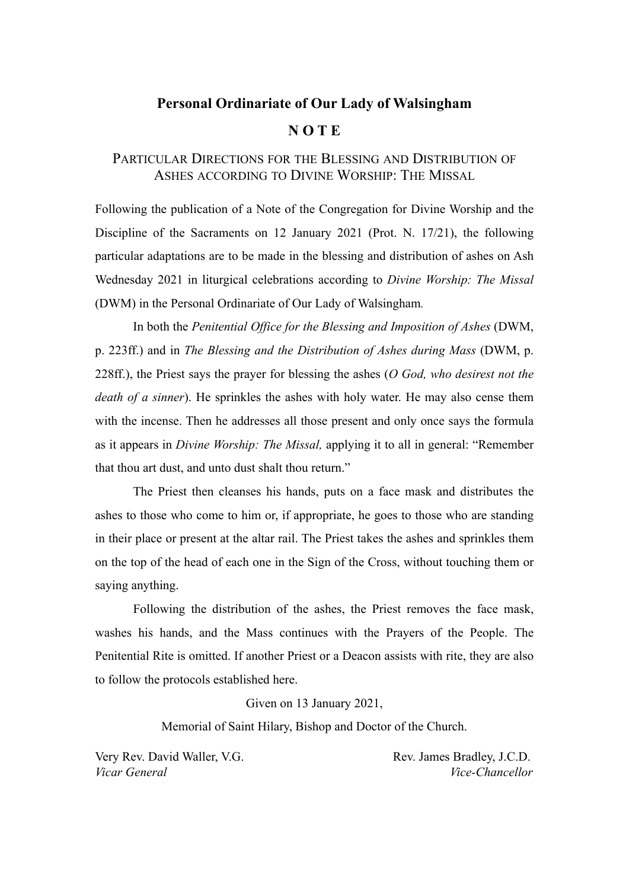# Personal Ordinariate of Our Lady of Walsingham

## N O T E

### Particular Directions for the Blessing and Distribution of Ashes according to Divine Worship: The Missal

Following the publication of a Note of the Congregation for Divine Worship and the Discipline of the Sacraments on 12 January 2021 (Prot. N. 17/21), the following particular adaptations are to be made in the blessing and distribution of ashes on Ash Wednesday 2021 in liturgical celebrations according to *Divine Worship: The Missal* (DWM) in the Personal Ordinariate of Our Lady of Walsingham.

In both the *Penitential Office for the Blessing and Imposition of Ashes* (DWM, p. 223ff.) and in *The Blessing and the Distribution of Ashes during Mass* (DWM, p. 228ff.), the Priest says the prayer for blessing the ashes (*O God, who desirest not the death of a sinner*). He sprinkles the ashes with holy water. He may also cense them with the incense. Then he addresses all those present and only once says the formula as it appears in *Divine Worship: The Missal,* applying it to all in general: "Remember that thou art dust, and unto dust shalt thou return."

The Priest then cleanses his hands, puts on a face mask and distributes the ashes to those who come to him or, if appropriate, he goes to those who are standing in their place or present at the altar rail. The Priest takes the ashes and sprinkles them on the top of the head of each one in the Sign of the Cross, without touching them or saying anything.

Following the distribution of the ashes, the Priest removes the face mask, washes his hands, and the Mass continues with the Prayers of the People. The Penitential Rite is omitted. If another Priest or a Deacon assists with rite, they are also to follow the protocols established here.

Given on 13 January 2021,

Memorial of Saint Hilary, Bishop and Doctor of the Church.

Very Rev. David Waller, V.G.
*Vicar General*

Rev. James Bradley, J.C.D.
*Vice-Chancellor*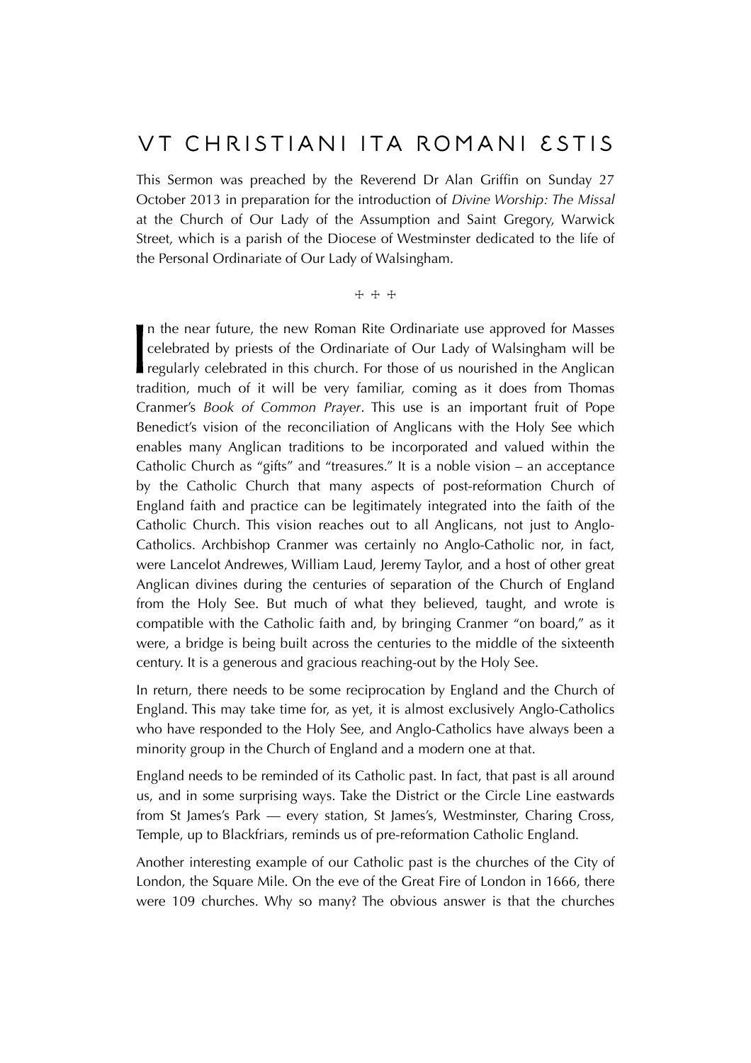# VT CHRISTIANI ITA ROMANI ЄSTIS

This Sermon was preached by the Reverend Dr Alan Griffin on Sunday 27 October 2013 in preparation for the introduction of *Divine Worship: The Missal* at the Church of Our Lady of the Assumption and Saint Gregory, Warwick Street, which is a parish of the Diocese of Westminster dedicated to the life of the Personal Ordinariate of Our Lady of Walsingham.

✠ ✠ ✠

In the near future, the new Roman Rite Ordinariate use approved for Masses celebrated by priests of the Ordinariate of Our Lady of Walsingham will be regularly celebrated in this church. For those of us nourished in the Anglican tradition, much of it will be very familiar, coming as it does from Thomas Cranmer's *Book of Common Prayer*. This use is an important fruit of Pope Benedict's vision of the reconciliation of Anglicans with the Holy See which enables many Anglican traditions to be incorporated and valued within the Catholic Church as "gifts" and "treasures." It is a noble vision – an acceptance by the Catholic Church that many aspects of post-reformation Church of England faith and practice can be legitimately integrated into the faith of the Catholic Church. This vision reaches out to all Anglicans, not just to Anglo-Catholics. Archbishop Cranmer was certainly no Anglo-Catholic nor, in fact, were Lancelot Andrewes, William Laud, Jeremy Taylor, and a host of other great Anglican divines during the centuries of separation of the Church of England from the Holy See. But much of what they believed, taught, and wrote is compatible with the Catholic faith and, by bringing Cranmer "on board," as it were, a bridge is being built across the centuries to the middle of the sixteenth century. It is a generous and gracious reaching-out by the Holy See.

In return, there needs to be some reciprocation by England and the Church of England. This may take time for, as yet, it is almost exclusively Anglo-Catholics who have responded to the Holy See, and Anglo-Catholics have always been a minority group in the Church of England and a modern one at that.

England needs to be reminded of its Catholic past. In fact, that past is all around us, and in some surprising ways. Take the District or the Circle Line eastwards from St James's Park — every station, St James's, Westminster, Charing Cross, Temple, up to Blackfriars, reminds us of pre-reformation Catholic England.

Another interesting example of our Catholic past is the churches of the City of London, the Square Mile. On the eve of the Great Fire of London in 1666, there were 109 churches. Why so many? The obvious answer is that the churches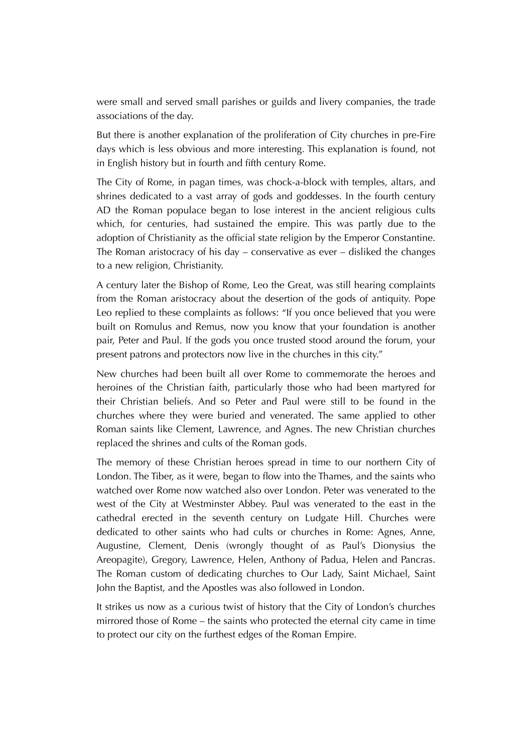were small and served small parishes or guilds and livery companies, the trade associations of the day.

But there is another explanation of the proliferation of City churches in pre-Fire days which is less obvious and more interesting. This explanation is found, not in English history but in fourth and fifth century Rome.

The City of Rome, in pagan times, was chock-a-block with temples, altars, and shrines dedicated to a vast array of gods and goddesses. In the fourth century AD the Roman populace began to lose interest in the ancient religious cults which, for centuries, had sustained the empire. This was partly due to the adoption of Christianity as the official state religion by the Emperor Constantine. The Roman aristocracy of his day – conservative as ever – disliked the changes to a new religion, Christianity.

A century later the Bishop of Rome, Leo the Great, was still hearing complaints from the Roman aristocracy about the desertion of the gods of antiquity. Pope Leo replied to these complaints as follows: "If you once believed that you were built on Romulus and Remus, now you know that your foundation is another pair, Peter and Paul. If the gods you once trusted stood around the forum, your present patrons and protectors now live in the churches in this city."

New churches had been built all over Rome to commemorate the heroes and heroines of the Christian faith, particularly those who had been martyred for their Christian beliefs. And so Peter and Paul were still to be found in the churches where they were buried and venerated. The same applied to other Roman saints like Clement, Lawrence, and Agnes. The new Christian churches replaced the shrines and cults of the Roman gods.

The memory of these Christian heroes spread in time to our northern City of London. The Tiber, as it were, began to flow into the Thames, and the saints who watched over Rome now watched also over London. Peter was venerated to the west of the City at Westminster Abbey. Paul was venerated to the east in the cathedral erected in the seventh century on Ludgate Hill. Churches were dedicated to other saints who had cults or churches in Rome: Agnes, Anne, Augustine, Clement, Denis (wrongly thought of as Paul's Dionysius the Areopagite), Gregory, Lawrence, Helen, Anthony of Padua, Helen and Pancras. The Roman custom of dedicating churches to Our Lady, Saint Michael, Saint John the Baptist, and the Apostles was also followed in London.

It strikes us now as a curious twist of history that the City of London's churches mirrored those of Rome – the saints who protected the eternal city came in time to protect our city on the furthest edges of the Roman Empire.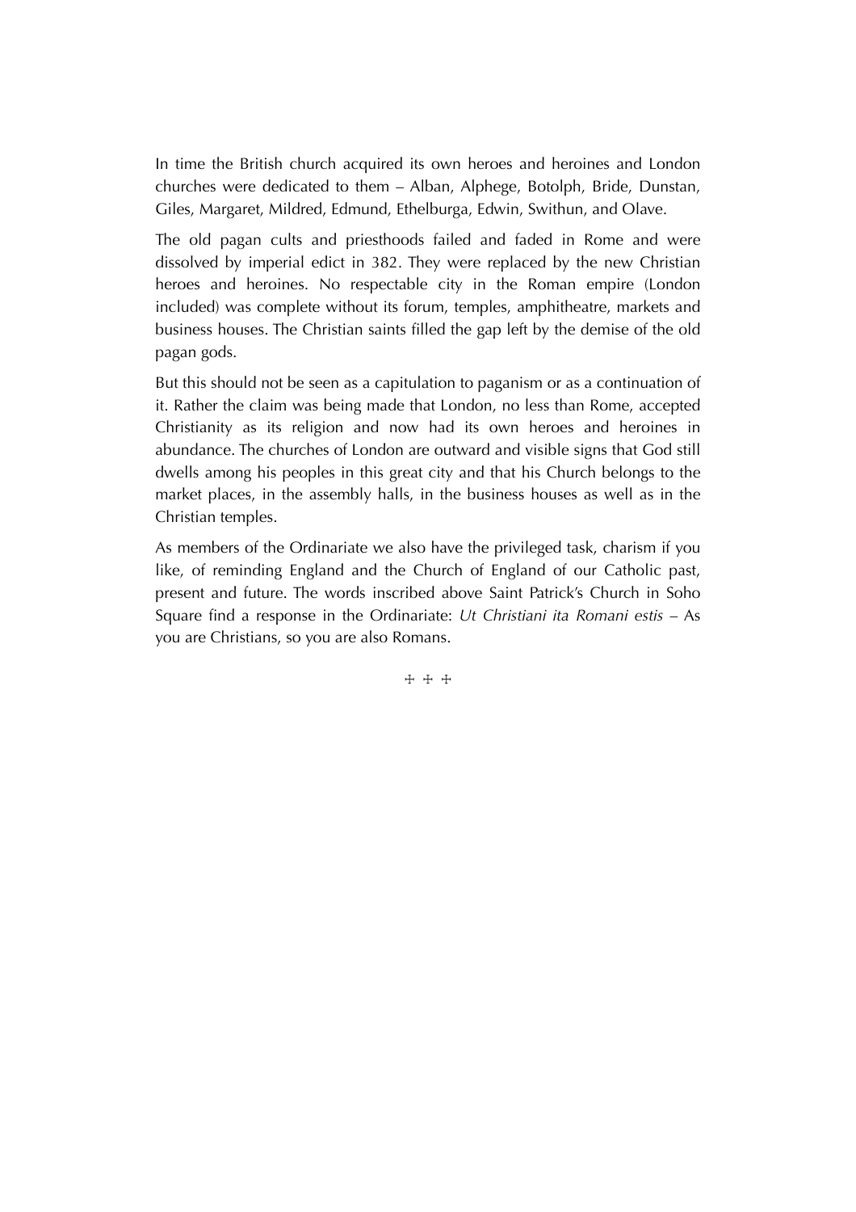In time the British church acquired its own heroes and heroines and London churches were dedicated to them – Alban, Alphege, Botolph, Bride, Dunstan, Giles, Margaret, Mildred, Edmund, Ethelburga, Edwin, Swithun, and Olave.

The old pagan cults and priesthoods failed and faded in Rome and were dissolved by imperial edict in 382. They were replaced by the new Christian heroes and heroines. No respectable city in the Roman empire (London included) was complete without its forum, temples, amphitheatre, markets and business houses. The Christian saints filled the gap left by the demise of the old pagan gods.

But this should not be seen as a capitulation to paganism or as a continuation of it. Rather the claim was being made that London, no less than Rome, accepted Christianity as its religion and now had its own heroes and heroines in abundance. The churches of London are outward and visible signs that God still dwells among his peoples in this great city and that his Church belongs to the market places, in the assembly halls, in the business houses as well as in the Christian temples.

As members of the Ordinariate we also have the privileged task, charism if you like, of reminding England and the Church of England of our Catholic past, present and future. The words inscribed above Saint Patrick's Church in Soho Square find a response in the Ordinariate: *Ut Christiani ita Romani estis* – As you are Christians, so you are also Romans.

✠ ✠ ✠